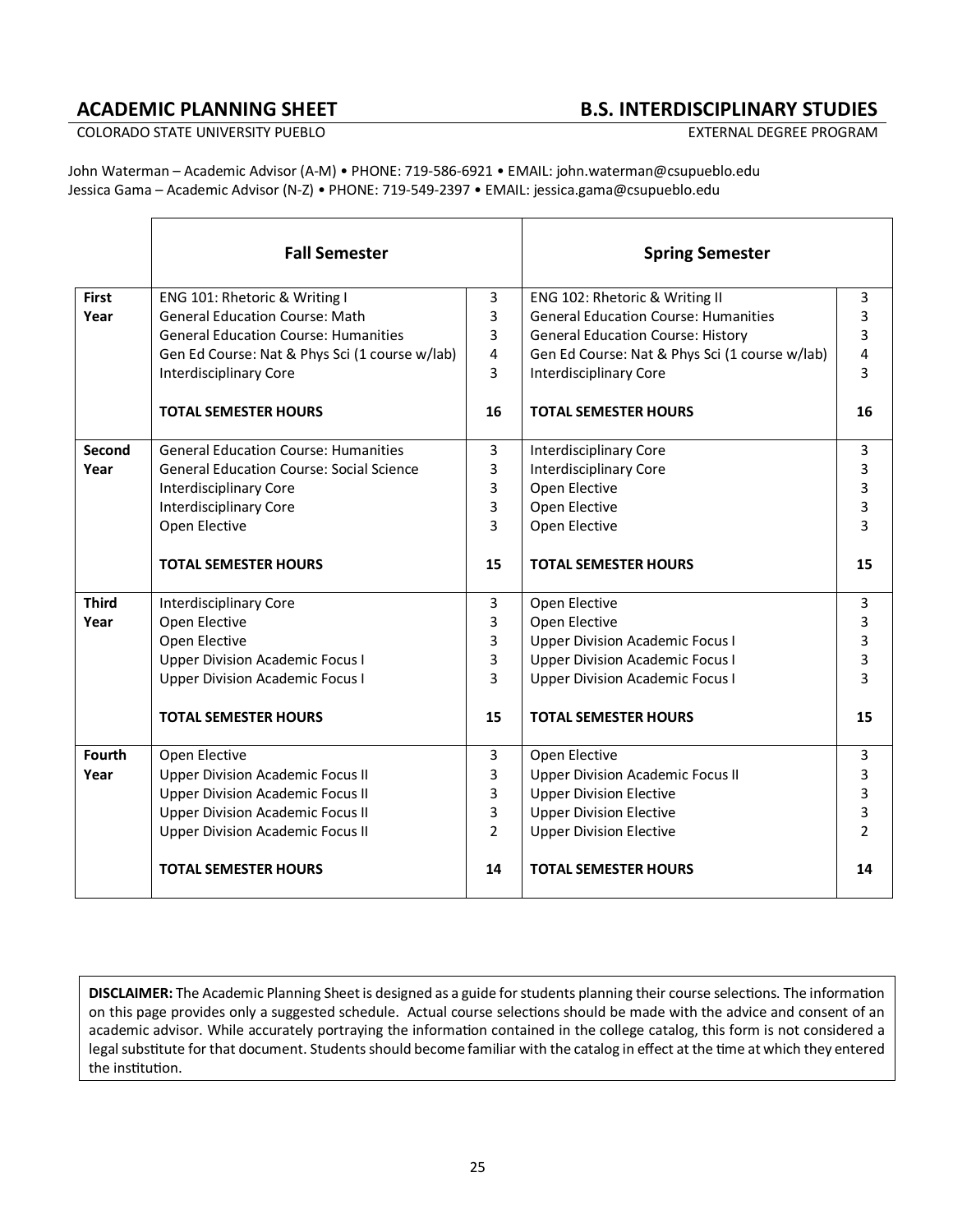# ACADEMIC PLANNING SHEET

# B.S. INTERDISCIPLINARY STUDIES

COLORADO STATE UNIVERSITY PUEBLO

EXTERNAL DEGREE PROGRAM

John Waterman – Academic Advisor (A-M) • PHONE: 719-586-6921 • EMAIL: john.waterman@csupueblo.edu
Jessica Gama – Academic Advisor (N-Z) • PHONE: 719-549-2397 • EMAIL: jessica.gama@csupueblo.edu

| | Fall Semester | | Spring Semester | |
|---|---|---|---|---|
| **First Year** | ENG 101: Rhetoric & Writing I | 3 | ENG 102: Rhetoric & Writing II | 3 |
| | General Education Course: Math | 3 | General Education Course: Humanities | 3 |
| | General Education Course: Humanities | 3 | General Education Course: History | 3 |
| | Gen Ed Course: Nat & Phys Sci (1 course w/lab) | 4 | Gen Ed Course: Nat & Phys Sci (1 course w/lab) | 4 |
| | Interdisciplinary Core | 3 | Interdisciplinary Core | 3 |
| | **TOTAL SEMESTER HOURS** | **16** | **TOTAL SEMESTER HOURS** | **16** |
| **Second Year** | General Education Course: Humanities | 3 | Interdisciplinary Core | 3 |
| | General Education Course: Social Science | 3 | Interdisciplinary Core | 3 |
| | Interdisciplinary Core | 3 | Open Elective | 3 |
| | Interdisciplinary Core | 3 | Open Elective | 3 |
| | Open Elective | 3 | Open Elective | 3 |
| | **TOTAL SEMESTER HOURS** | **15** | **TOTAL SEMESTER HOURS** | **15** |
| **Third Year** | Interdisciplinary Core | 3 | Open Elective | 3 |
| | Open Elective | 3 | Open Elective | 3 |
| | Open Elective | 3 | Upper Division Academic Focus I | 3 |
| | Upper Division Academic Focus I | 3 | Upper Division Academic Focus I | 3 |
| | Upper Division Academic Focus I | 3 | Upper Division Academic Focus I | 3 |
| | **TOTAL SEMESTER HOURS** | **15** | **TOTAL SEMESTER HOURS** | **15** |
| **Fourth Year** | Open Elective | 3 | Open Elective | 3 |
| | Upper Division Academic Focus II | 3 | Upper Division Academic Focus II | 3 |
| | Upper Division Academic Focus II | 3 | Upper Division Elective | 3 |
| | Upper Division Academic Focus II | 3 | Upper Division Elective | 3 |
| | Upper Division Academic Focus II | 2 | Upper Division Elective | 2 |
| | **TOTAL SEMESTER HOURS** | **14** | **TOTAL SEMESTER HOURS** | **14** |

**DISCLAIMER:** The Academic Planning Sheet is designed as a guide for students planning their course selections. The information on this page provides only a suggested schedule. Actual course selections should be made with the advice and consent of an academic advisor. While accurately portraying the information contained in the college catalog, this form is not considered a legal substitute for that document. Students should become familiar with the catalog in effect at the time at which they entered the institution.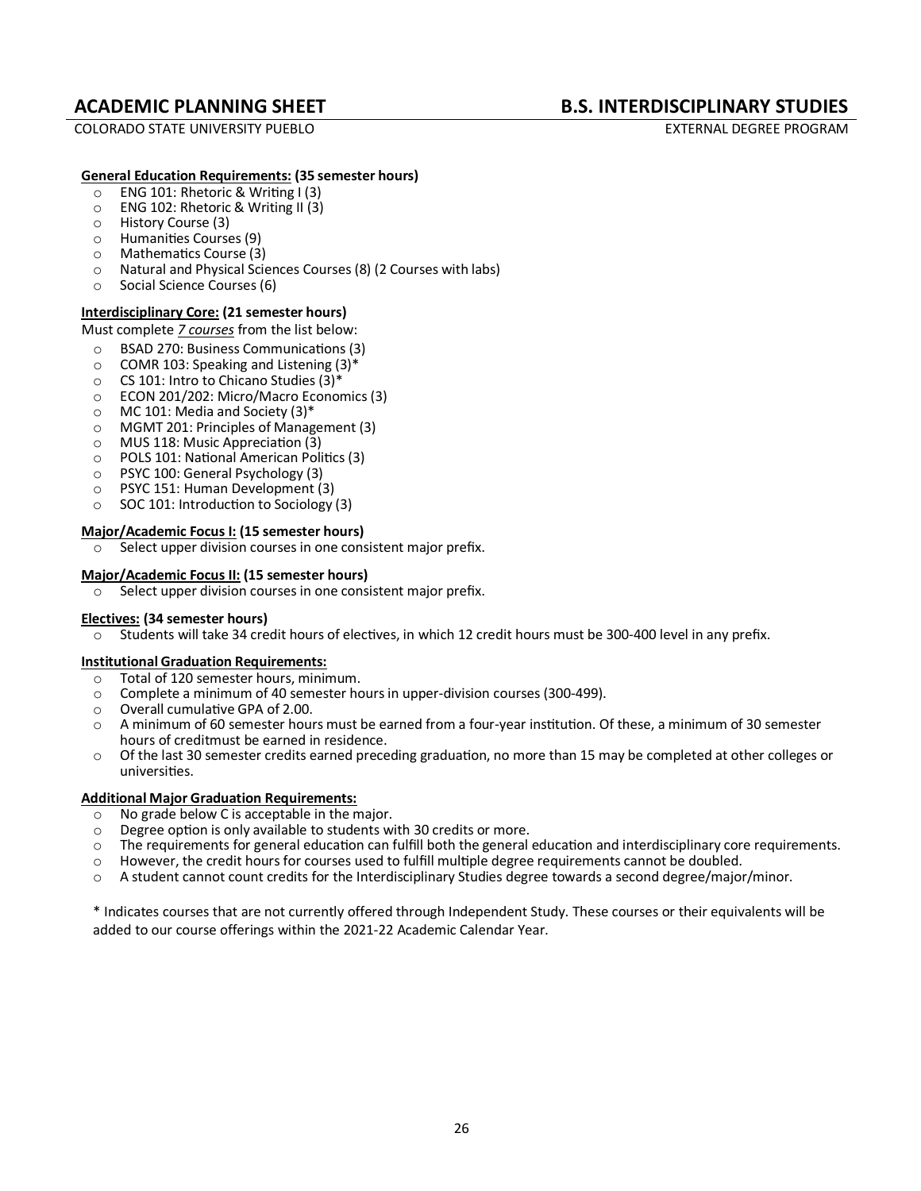# ACADEMIC PLANNING SHEET

# B.S. INTERDISCIPLINARY STUDIES

COLORADO STATE UNIVERSITY PUEBLO

EXTERNAL DEGREE PROGRAM

**General Education Requirements: (35 semester hours)**

- ENG 101: Rhetoric & Writing I (3)
- ENG 102: Rhetoric & Writing II (3)
- History Course (3)
- Humanities Courses (9)
- Mathematics Course (3)
- Natural and Physical Sciences Courses (8) (2 Courses with labs)
- Social Science Courses (6)

**Interdisciplinary Core: (21 semester hours)**

Must complete *7 courses* from the list below:

- BSAD 270: Business Communications (3)
- COMR 103: Speaking and Listening (3)*
- CS 101: Intro to Chicano Studies (3)*
- ECON 201/202: Micro/Macro Economics (3)
- MC 101: Media and Society (3)*
- MGMT 201: Principles of Management (3)
- MUS 118: Music Appreciation (3)
- POLS 101: National American Politics (3)
- PSYC 100: General Psychology (3)
- PSYC 151: Human Development (3)
- SOC 101: Introduction to Sociology (3)

**Major/Academic Focus I: (15 semester hours)**

- Select upper division courses in one consistent major prefix.

**Major/Academic Focus II: (15 semester hours)**

- Select upper division courses in one consistent major prefix.

**Electives: (34 semester hours)**

- Students will take 34 credit hours of electives, in which 12 credit hours must be 300-400 level in any prefix.

**Institutional Graduation Requirements:**

- Total of 120 semester hours, minimum.
- Complete a minimum of 40 semester hours in upper-division courses (300-499).
- Overall cumulative GPA of 2.00.
- A minimum of 60 semester hours must be earned from a four-year institution. Of these, a minimum of 30 semester hours of creditmust be earned in residence.
- Of the last 30 semester credits earned preceding graduation, no more than 15 may be completed at other colleges or universities.

**Additional Major Graduation Requirements:**

- No grade below C is acceptable in the major.
- Degree option is only available to students with 30 credits or more.
- The requirements for general education can fulfill both the general education and interdisciplinary core requirements.
- However, the credit hours for courses used to fulfill multiple degree requirements cannot be doubled.
- A student cannot count credits for the Interdisciplinary Studies degree towards a second degree/major/minor.

\* Indicates courses that are not currently offered through Independent Study. These courses or their equivalents will be added to our course offerings within the 2021-22 Academic Calendar Year.